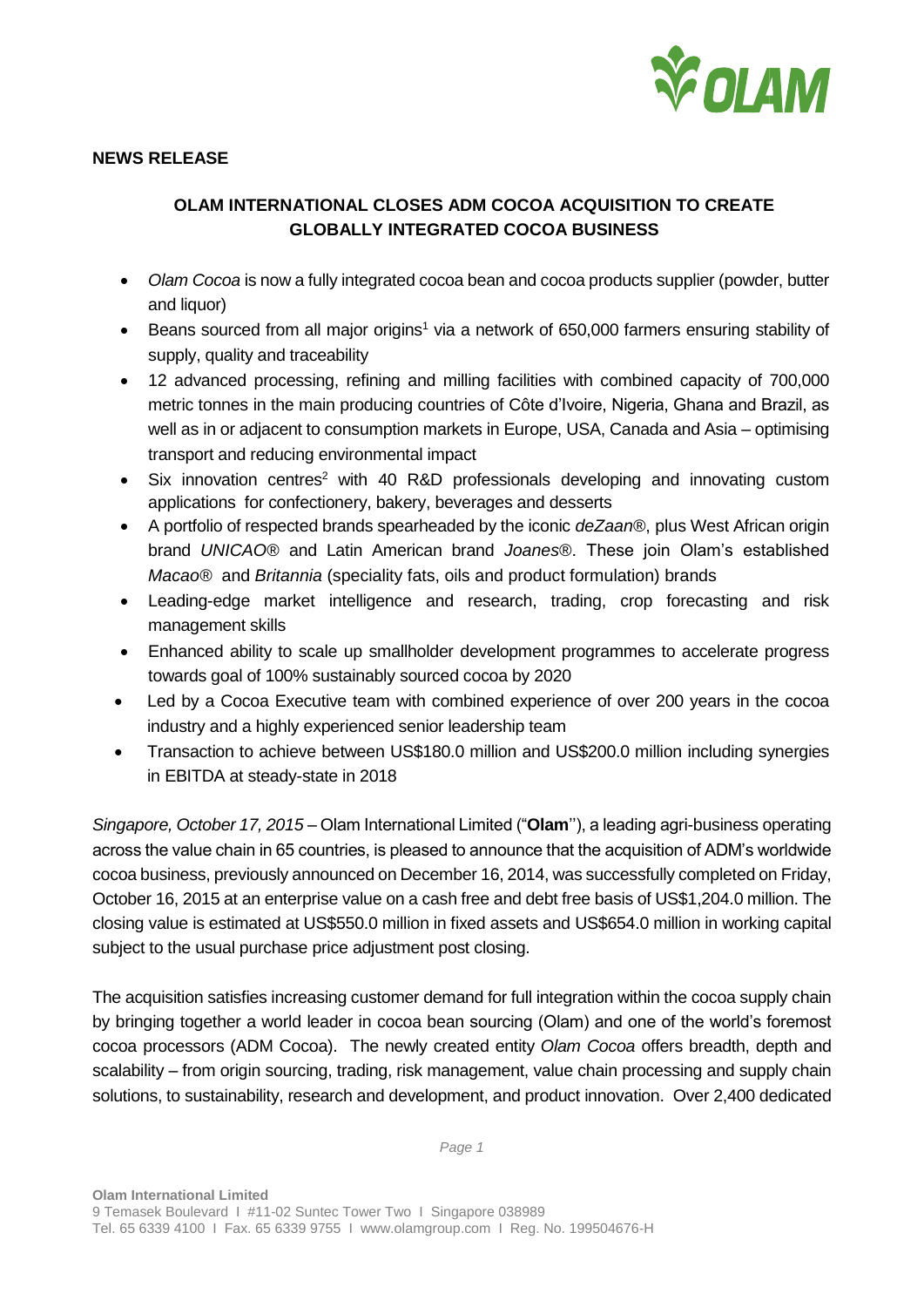**NEWS RELEASE**

## OLAM INTERNATIONAL CLOSES ADM COCOA ACQUISITION TO CREATE GLOBALLY INTEGRATED COCOA BUSINESS

- *Olam Cocoa* is now a fully integrated cocoa bean and cocoa products supplier (powder, butter and liquor)
- Beans sourced from all major origins[1] via a network of 650,000 farmers ensuring stability of supply, quality and traceability
- 12 advanced processing, refining and milling facilities with combined capacity of 700,000 metric tonnes in the main producing countries of Côte d'Ivoire, Nigeria, Ghana and Brazil, as well as in or adjacent to consumption markets in Europe, USA, Canada and Asia – optimising transport and reducing environmental impact
- Six innovation centres[2] with 40 R&D professionals developing and innovating custom applications for confectionery, bakery, beverages and desserts
- A portfolio of respected brands spearheaded by the iconic *deZaan*®, plus West African origin brand *UNICAO*® and Latin American brand *Joanes*®. These join Olam's established *Macao*® and *Britannia* (speciality fats, oils and product formulation) brands
- Leading-edge market intelligence and research, trading, crop forecasting and risk management skills
- Enhanced ability to scale up smallholder development programmes to accelerate progress towards goal of 100% sustainably sourced cocoa by 2020
- Led by a Cocoa Executive team with combined experience of over 200 years in the cocoa industry and a highly experienced senior leadership team
- Transaction to achieve between US$180.0 million and US$200.0 million including synergies in EBITDA at steady-state in 2018

*Singapore, October 17, 2015* – Olam International Limited ("**Olam**"), a leading agri-business operating across the value chain in 65 countries, is pleased to announce that the acquisition of ADM's worldwide cocoa business, previously announced on December 16, 2014, was successfully completed on Friday, October 16, 2015 at an enterprise value on a cash free and debt free basis of US$1,204.0 million. The closing value is estimated at US$550.0 million in fixed assets and US$654.0 million in working capital subject to the usual purchase price adjustment post closing.

The acquisition satisfies increasing customer demand for full integration within the cocoa supply chain by bringing together a world leader in cocoa bean sourcing (Olam) and one of the world's foremost cocoa processors (ADM Cocoa). The newly created entity *Olam Cocoa* offers breadth, depth and scalability – from origin sourcing, trading, risk management, value chain processing and supply chain solutions, to sustainability, research and development, and product innovation. Over 2,400 dedicated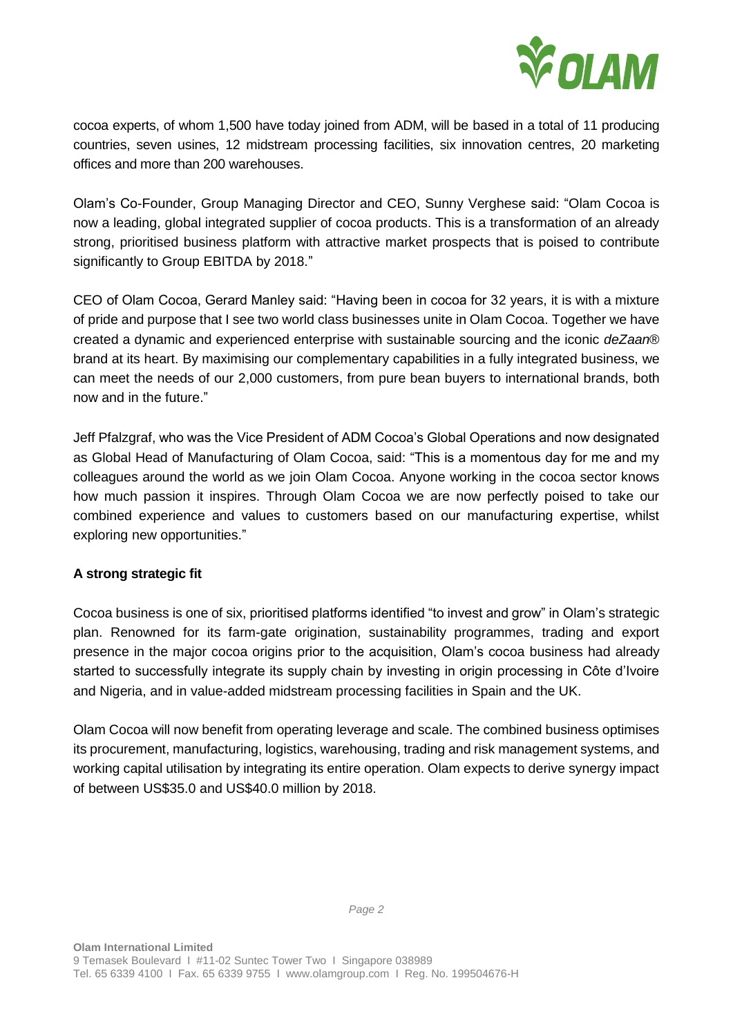cocoa experts, of whom 1,500 have today joined from ADM, will be based in a total of 11 producing countries, seven usines, 12 midstream processing facilities, six innovation centres, 20 marketing offices and more than 200 warehouses.

Olam's Co-Founder, Group Managing Director and CEO, Sunny Verghese said: "Olam Cocoa is now a leading, global integrated supplier of cocoa products. This is a transformation of an already strong, prioritised business platform with attractive market prospects that is poised to contribute significantly to Group EBITDA by 2018."

CEO of Olam Cocoa, Gerard Manley said: "Having been in cocoa for 32 years, it is with a mixture of pride and purpose that I see two world class businesses unite in Olam Cocoa. Together we have created a dynamic and experienced enterprise with sustainable sourcing and the iconic *deZaan*® brand at its heart. By maximising our complementary capabilities in a fully integrated business, we can meet the needs of our 2,000 customers, from pure bean buyers to international brands, both now and in the future."

Jeff Pfalzgraf, who was the Vice President of ADM Cocoa's Global Operations and now designated as Global Head of Manufacturing of Olam Cocoa, said: "This is a momentous day for me and my colleagues around the world as we join Olam Cocoa. Anyone working in the cocoa sector knows how much passion it inspires. Through Olam Cocoa we are now perfectly poised to take our combined experience and values to customers based on our manufacturing expertise, whilst exploring new opportunities."

**A strong strategic fit**

Cocoa business is one of six, prioritised platforms identified "to invest and grow" in Olam's strategic plan. Renowned for its farm-gate origination, sustainability programmes, trading and export presence in the major cocoa origins prior to the acquisition, Olam's cocoa business had already started to successfully integrate its supply chain by investing in origin processing in Côte d'Ivoire and Nigeria, and in value-added midstream processing facilities in Spain and the UK.

Olam Cocoa will now benefit from operating leverage and scale. The combined business optimises its procurement, manufacturing, logistics, warehousing, trading and risk management systems, and working capital utilisation by integrating its entire operation. Olam expects to derive synergy impact of between US$35.0 and US$40.0 million by 2018.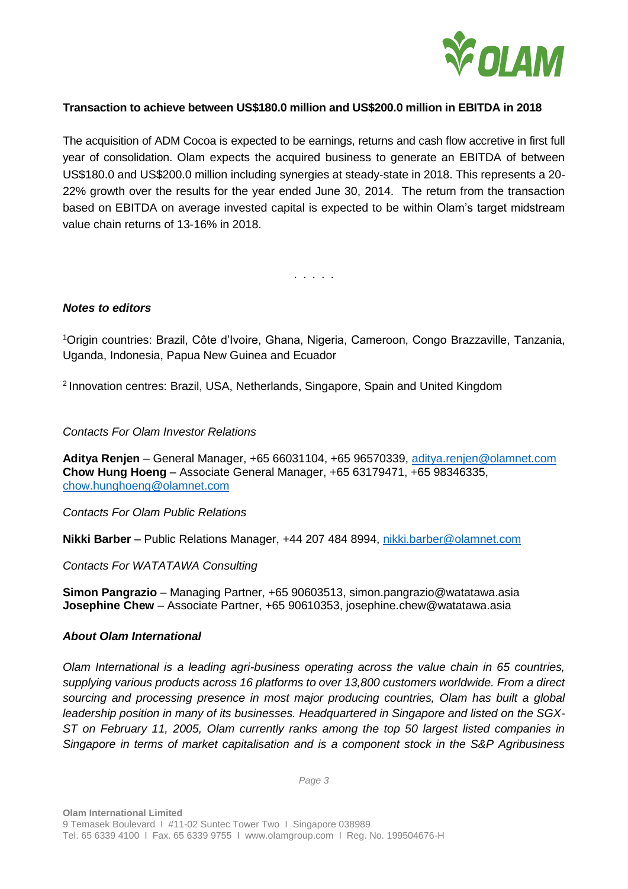**Transaction to achieve between US$180.0 million and US$200.0 million in EBITDA in 2018**

The acquisition of ADM Cocoa is expected to be earnings, returns and cash flow accretive in first full year of consolidation. Olam expects the acquired business to generate an EBITDA of between US$180.0 and US$200.0 million including synergies at steady-state in 2018. This represents a 20-22% growth over the results for the year ended June 30, 2014. The return from the transaction based on EBITDA on average invested capital is expected to be within Olam's target midstream value chain returns of 13-16% in 2018.

. . . . .

***Notes to editors***

[1]Origin countries: Brazil, Côte d'Ivoire, Ghana, Nigeria, Cameroon, Congo Brazzaville, Tanzania, Uganda, Indonesia, Papua New Guinea and Ecuador

[2] Innovation centres: Brazil, USA, Netherlands, Singapore, Spain and United Kingdom

*Contacts For Olam Investor Relations*

**Aditya Renjen** – General Manager, +65 66031104, +65 96570339, aditya.renjen@olamnet.com
**Chow Hung Hoeng** – Associate General Manager, +65 63179471, +65 98346335, chow.hunghoeng@olamnet.com

*Contacts For Olam Public Relations*

**Nikki Barber** – Public Relations Manager, +44 207 484 8994, nikki.barber@olamnet.com

*Contacts For WATATAWA Consulting*

**Simon Pangrazio** – Managing Partner, +65 90603513, simon.pangrazio@watatawa.asia
**Josephine Chew** – Associate Partner, +65 90610353, josephine.chew@watatawa.asia

***About Olam International***

*Olam International is a leading agri-business operating across the value chain in 65 countries, supplying various products across 16 platforms to over 13,800 customers worldwide. From a direct sourcing and processing presence in most major producing countries, Olam has built a global leadership position in many of its businesses. Headquartered in Singapore and listed on the SGX-ST on February 11, 2005, Olam currently ranks among the top 50 largest listed companies in Singapore in terms of market capitalisation and is a component stock in the S&P Agribusiness*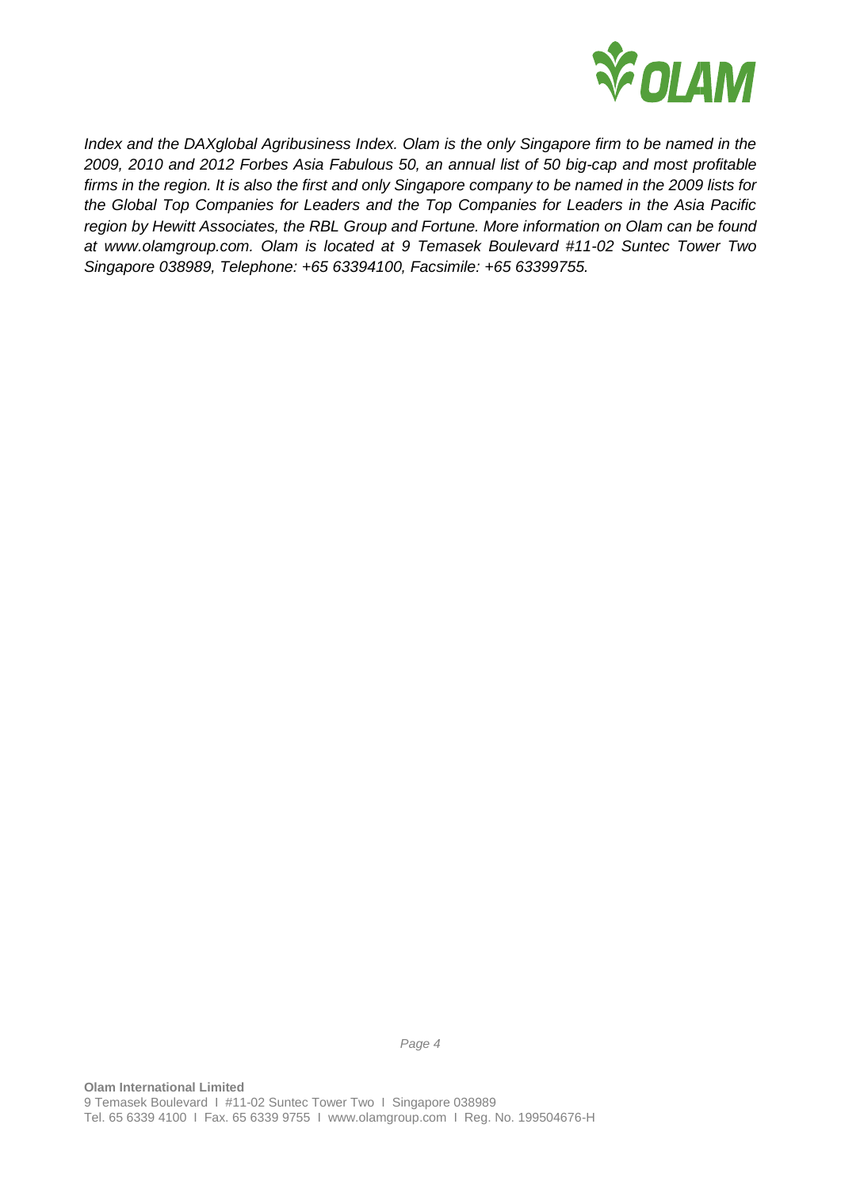*Index and the DAXglobal Agribusiness Index. Olam is the only Singapore firm to be named in the 2009, 2010 and 2012 Forbes Asia Fabulous 50, an annual list of 50 big-cap and most profitable firms in the region. It is also the first and only Singapore company to be named in the 2009 lists for the Global Top Companies for Leaders and the Top Companies for Leaders in the Asia Pacific region by Hewitt Associates, the RBL Group and Fortune. More information on Olam can be found at www.olamgroup.com. Olam is located at 9 Temasek Boulevard #11-02 Suntec Tower Two Singapore 038989, Telephone: +65 63394100, Facsimile: +65 63399755.*